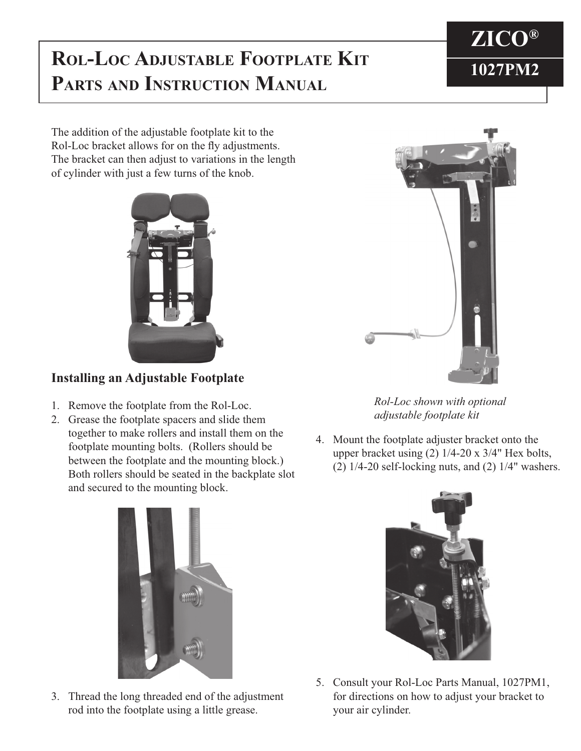# Rol-Loc Adjustable Footplate Kit Parts and Instruction Manual

**ZICO®**

**1027PM2**

The addition of the adjustable footplate kit to the Rol-Loc bracket allows for on the fly adjustments. The bracket can then adjust to variations in the length of cylinder with just a few turns of the knob.

*Rol-Loc shown with optional adjustable footplate kit*

## Installing an Adjustable Footplate

1. Remove the footplate from the Rol-Loc.
2. Grease the footplate spacers and slide them together to make rollers and install them on the footplate mounting bolts. (Rollers should be between the footplate and the mounting block.) Both rollers should be seated in the backplate slot and secured to the mounting block.
3. Thread the long threaded end of the adjustment rod into the footplate using a little grease.
4. Mount the footplate adjuster bracket onto the upper bracket using (2) 1/4-20 x 3/4" Hex bolts, (2) 1/4-20 self-locking nuts, and (2) 1/4" washers.
5. Consult your Rol-Loc Parts Manual, 1027PM1, for directions on how to adjust your bracket to your air cylinder.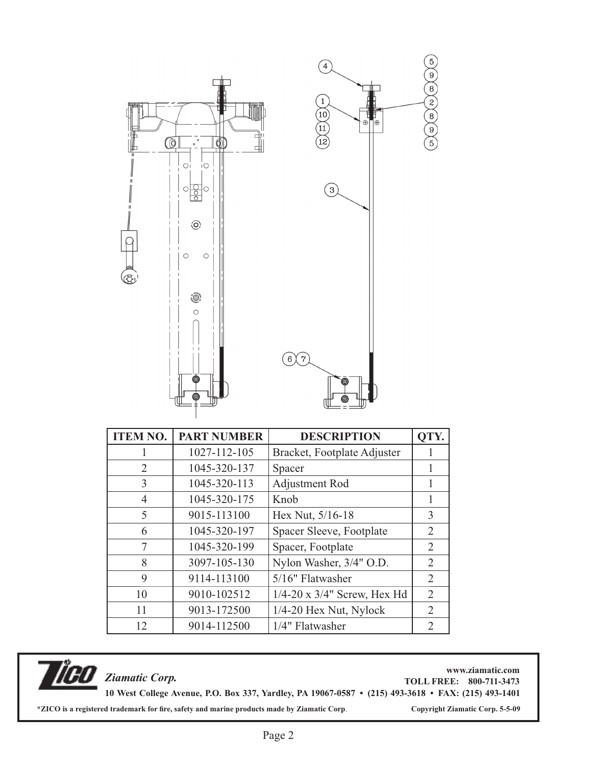| ITEM NO. | PART NUMBER | DESCRIPTION | QTY. |
|---|---|---|---|
| 1 | 1027-112-105 | Bracket, Footplate Adjuster | 1 |
| 2 | 1045-320-137 | Spacer | 1 |
| 3 | 1045-320-113 | Adjustment Rod | 1 |
| 4 | 1045-320-175 | Knob | 1 |
| 5 | 9015-113100 | Hex Nut, 5/16-18 | 3 |
| 6 | 1045-320-197 | Spacer Sleeve, Footplate | 2 |
| 7 | 1045-320-199 | Spacer, Footplate | 2 |
| 8 | 3097-105-130 | Nylon Washer, 3/4" O.D. | 2 |
| 9 | 9114-113100 | 5/16" Flatwasher | 2 |
| 10 | 9010-102512 | 1/4-20 x 3/4" Screw, Hex Hd | 2 |
| 11 | 9013-172500 | 1/4-20 Hex Nut, Nylock | 2 |
| 12 | 9014-112500 | 1/4" Flatwasher | 2 |

*Ziamatic Corp.*

www.ziamatic.com

**TOLL FREE: 800-711-3473**

**10 West College Avenue, P.O. Box 337, Yardley, PA 19067-0587 • (215) 493-3618 • FAX: (215) 493-1401**

**\*ZICO is a registered trademark for fire, safety and marine products made by Ziamatic Corp.**

**Copyright Ziamatic Corp. 5-5-09**